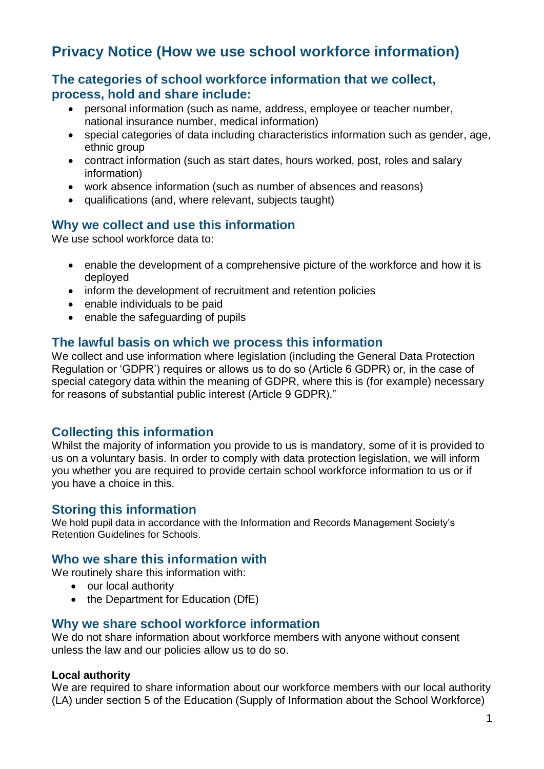# Privacy Notice (How we use school workforce information)

## The categories of school workforce information that we collect, process, hold and share include:

- personal information (such as name, address, employee or teacher number, national insurance number, medical information)
- special categories of data including characteristics information such as gender, age, ethnic group
- contract information (such as start dates, hours worked, post, roles and salary information)
- work absence information (such as number of absences and reasons)
- qualifications (and, where relevant, subjects taught)

## Why we collect and use this information

We use school workforce data to:

- enable the development of a comprehensive picture of the workforce and how it is deployed
- inform the development of recruitment and retention policies
- enable individuals to be paid
- enable the safeguarding of pupils

## The lawful basis on which we process this information

We collect and use information where legislation (including the General Data Protection Regulation or 'GDPR') requires or allows us to do so (Article 6 GDPR) or, in the case of special category data within the meaning of GDPR, where this is (for example) necessary for reasons of substantial public interest (Article 9 GDPR)."

## Collecting this information

Whilst the majority of information you provide to us is mandatory, some of it is provided to us on a voluntary basis. In order to comply with data protection legislation, we will inform you whether you are required to provide certain school workforce information to us or if you have a choice in this.

## Storing this information

We hold pupil data in accordance with the Information and Records Management Society's Retention Guidelines for Schools.

## Who we share this information with

We routinely share this information with:

- our local authority
- the Department for Education (DfE)

## Why we share school workforce information

We do not share information about workforce members with anyone without consent unless the law and our policies allow us to do so.

**Local authority**

We are required to share information about our workforce members with our local authority (LA) under section 5 of the Education (Supply of Information about the School Workforce)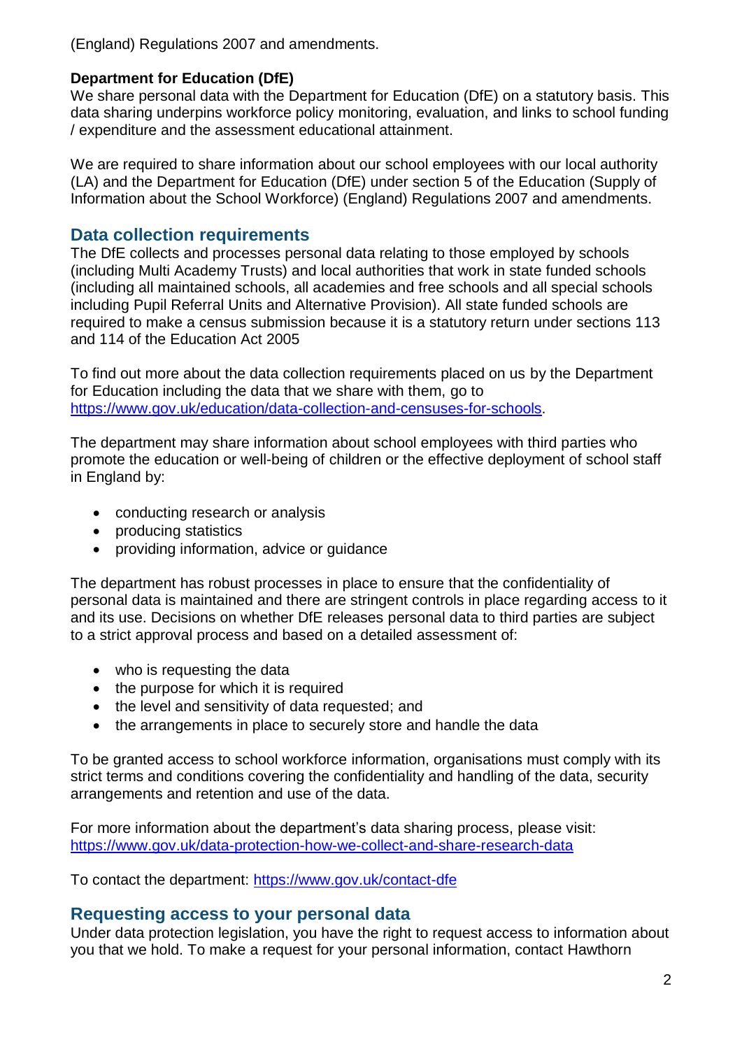(England) Regulations 2007 and amendments.

**Department for Education (DfE)**
We share personal data with the Department for Education (DfE) on a statutory basis. This data sharing underpins workforce policy monitoring, evaluation, and links to school funding / expenditure and the assessment educational attainment.

We are required to share information about our school employees with our local authority (LA) and the Department for Education (DfE) under section 5 of the Education (Supply of Information about the School Workforce) (England) Regulations 2007 and amendments.

## Data collection requirements

The DfE collects and processes personal data relating to those employed by schools (including Multi Academy Trusts) and local authorities that work in state funded schools (including all maintained schools, all academies and free schools and all special schools including Pupil Referral Units and Alternative Provision). All state funded schools are required to make a census submission because it is a statutory return under sections 113 and 114 of the Education Act 2005

To find out more about the data collection requirements placed on us by the Department for Education including the data that we share with them, go to [https://www.gov.uk/education/data-collection-and-censuses-for-schools](https://www.gov.uk/education/data-collection-and-censuses-for-schools).

The department may share information about school employees with third parties who promote the education or well-being of children or the effective deployment of school staff in England by:

- conducting research or analysis
- producing statistics
- providing information, advice or guidance

The department has robust processes in place to ensure that the confidentiality of personal data is maintained and there are stringent controls in place regarding access to it and its use. Decisions on whether DfE releases personal data to third parties are subject to a strict approval process and based on a detailed assessment of:

- who is requesting the data
- the purpose for which it is required
- the level and sensitivity of data requested; and
- the arrangements in place to securely store and handle the data

To be granted access to school workforce information, organisations must comply with its strict terms and conditions covering the confidentiality and handling of the data, security arrangements and retention and use of the data.

For more information about the department's data sharing process, please visit: [https://www.gov.uk/data-protection-how-we-collect-and-share-research-data](https://www.gov.uk/data-protection-how-we-collect-and-share-research-data)

To contact the department: [https://www.gov.uk/contact-dfe](https://www.gov.uk/contact-dfe)

## Requesting access to your personal data

Under data protection legislation, you have the right to request access to information about you that we hold. To make a request for your personal information, contact Hawthorn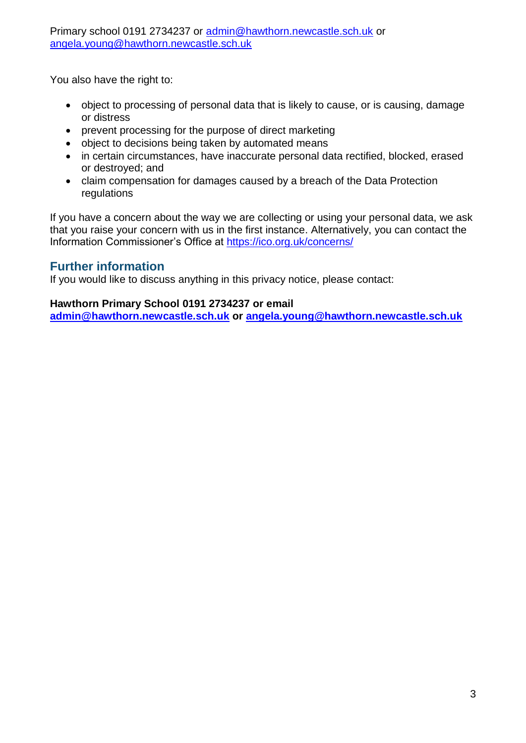Primary school 0191 2734237 or admin@hawthorn.newcastle.sch.uk or angela.young@hawthorn.newcastle.sch.uk

You also have the right to:

- object to processing of personal data that is likely to cause, or is causing, damage or distress
- prevent processing for the purpose of direct marketing
- object to decisions being taken by automated means
- in certain circumstances, have inaccurate personal data rectified, blocked, erased or destroyed; and
- claim compensation for damages caused by a breach of the Data Protection regulations

If you have a concern about the way we are collecting or using your personal data, we ask that you raise your concern with us in the first instance. Alternatively, you can contact the Information Commissioner's Office at https://ico.org.uk/concerns/

## Further information

If you would like to discuss anything in this privacy notice, please contact:

**Hawthorn Primary School 0191 2734237 or email admin@hawthorn.newcastle.sch.uk or angela.young@hawthorn.newcastle.sch.uk**